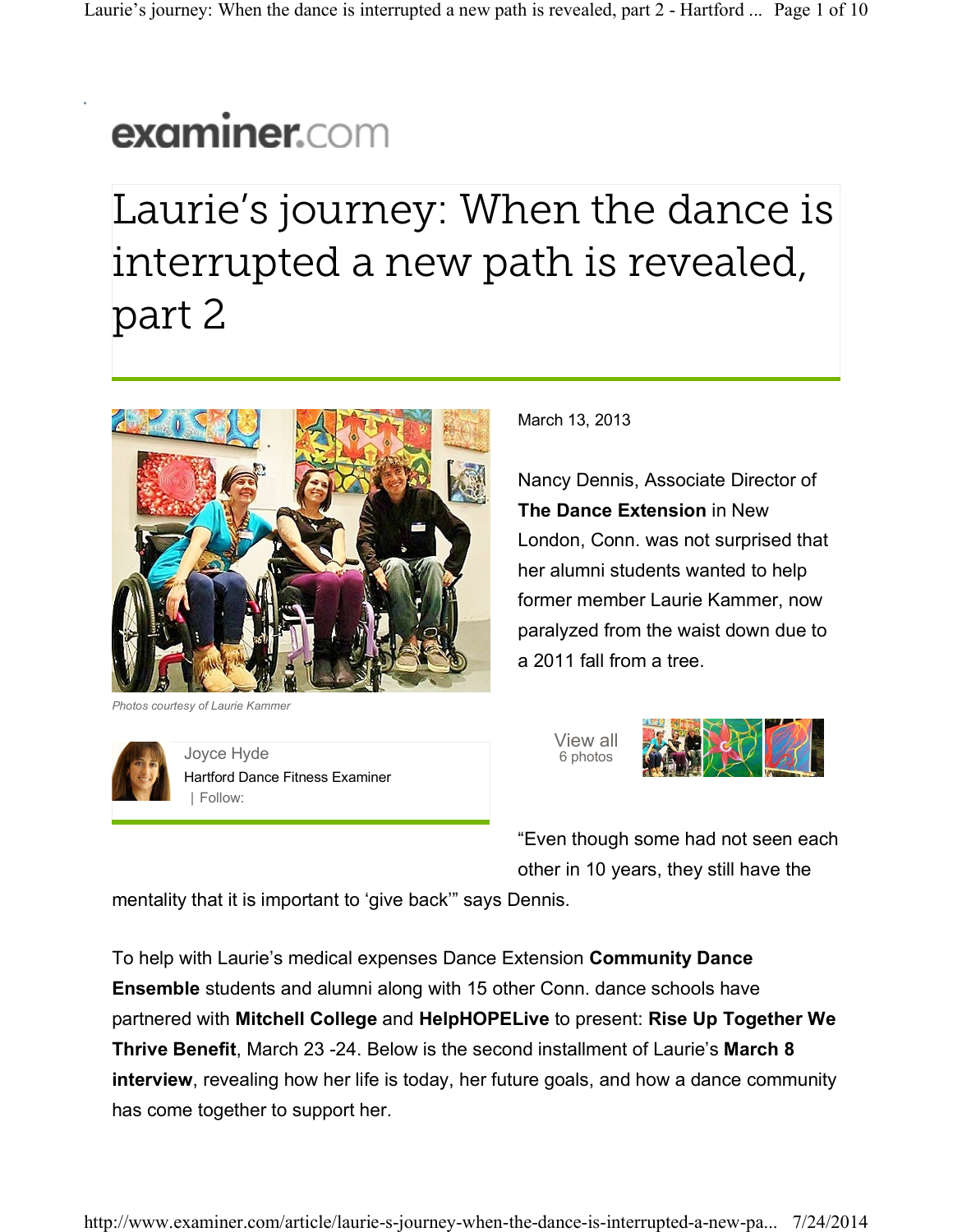examiner.com

# Laurie's journey: When the dance is interrupted a new path is revealed, part 2

*Photos courtesy of Laurie Kammer*

Joyce Hyde
Hartford Dance Fitness Examiner
| Follow:

March 13, 2013

Nancy Dennis, Associate Director of **The Dance Extension** in New London, Conn. was not surprised that her alumni students wanted to help former member Laurie Kammer, now paralyzed from the waist down due to a 2011 fall from a tree.

View all 6 photos

"Even though some had not seen each other in 10 years, they still have the mentality that it is important to 'give back'" says Dennis.

To help with Laurie's medical expenses Dance Extension **Community Dance Ensemble** students and alumni along with 15 other Conn. dance schools have partnered with **Mitchell College** and **HelpHOPELive** to present: **Rise Up Together We Thrive Benefit**, March 23 -24. Below is the second installment of Laurie's **March 8 interview**, revealing how her life is today, her future goals, and how a dance community has come together to support her.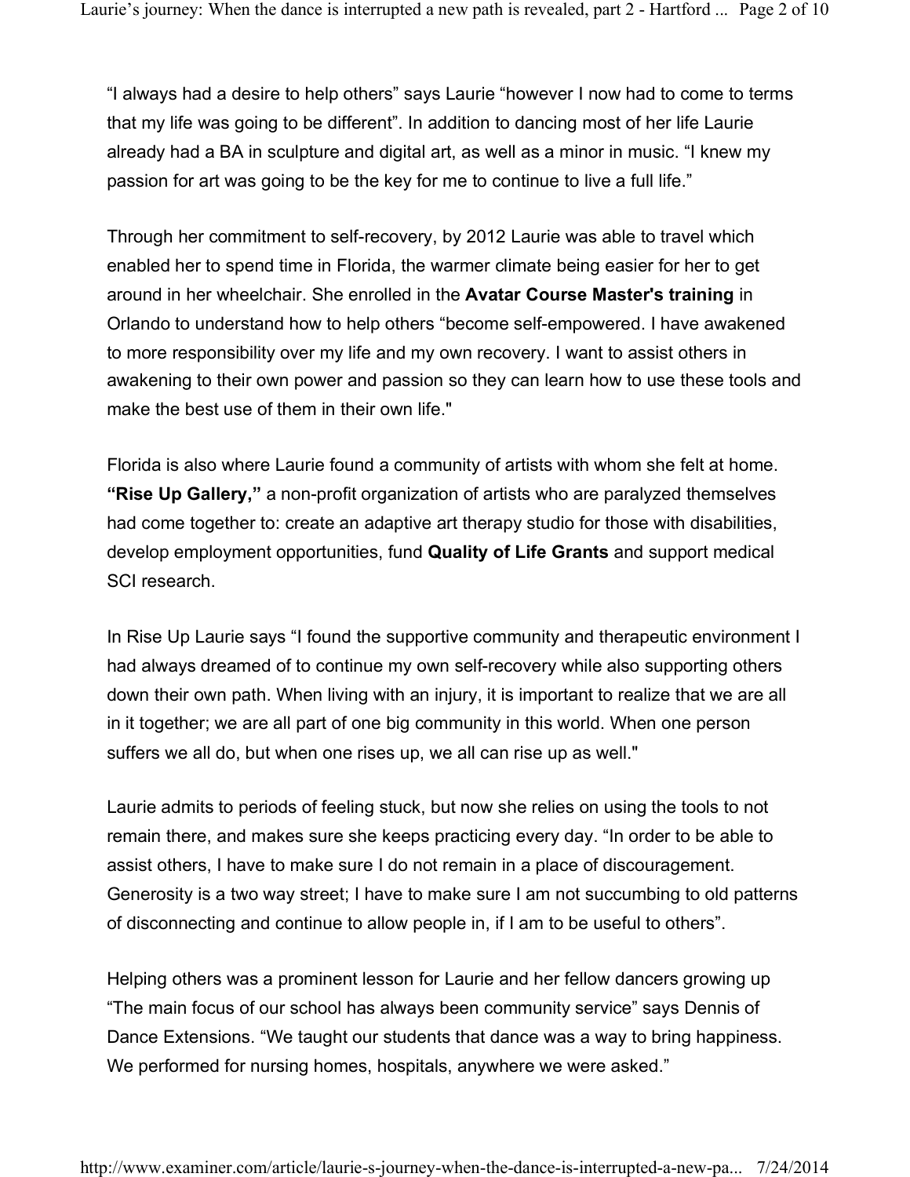“I always had a desire to help others” says Laurie “however I now had to come to terms that my life was going to be different”. In addition to dancing most of her life Laurie already had a BA in sculpture and digital art, as well as a minor in music. “I knew my passion for art was going to be the key for me to continue to live a full life.”

Through her commitment to self-recovery, by 2012 Laurie was able to travel which enabled her to spend time in Florida, the warmer climate being easier for her to get around in her wheelchair. She enrolled in the **Avatar Course Master's training** in Orlando to understand how to help others “become self-empowered. I have awakened to more responsibility over my life and my own recovery. I want to assist others in awakening to their own power and passion so they can learn how to use these tools and make the best use of them in their own life."

Florida is also where Laurie found a community of artists with whom she felt at home. **“Rise Up Gallery,”** a non-profit organization of artists who are paralyzed themselves had come together to: create an adaptive art therapy studio for those with disabilities, develop employment opportunities, fund **Quality of Life Grants** and support medical SCI research.

In Rise Up Laurie says “I found the supportive community and therapeutic environment I had always dreamed of to continue my own self-recovery while also supporting others down their own path. When living with an injury, it is important to realize that we are all in it together; we are all part of one big community in this world. When one person suffers we all do, but when one rises up, we all can rise up as well."

Laurie admits to periods of feeling stuck, but now she relies on using the tools to not remain there, and makes sure she keeps practicing every day. “In order to be able to assist others, I have to make sure I do not remain in a place of discouragement. Generosity is a two way street; I have to make sure I am not succumbing to old patterns of disconnecting and continue to allow people in, if I am to be useful to others”.

Helping others was a prominent lesson for Laurie and her fellow dancers growing up “The main focus of our school has always been community service” says Dennis of Dance Extensions. “We taught our students that dance was a way to bring happiness. We performed for nursing homes, hospitals, anywhere we were asked.”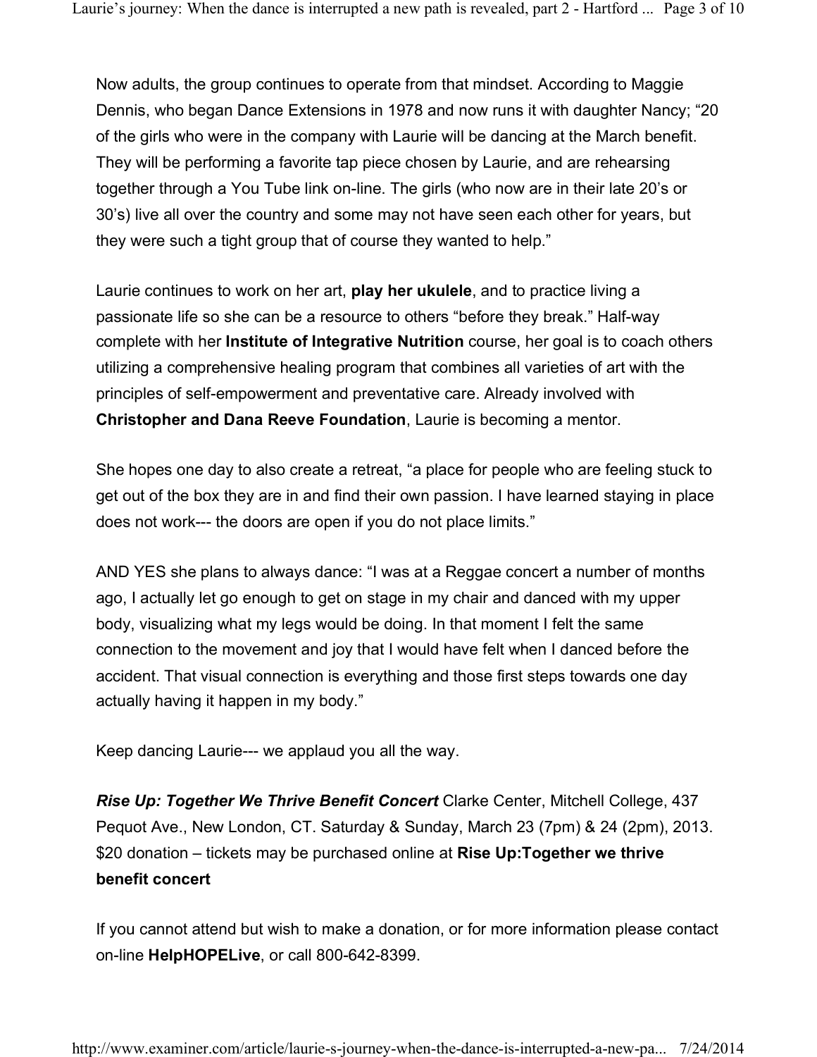Now adults, the group continues to operate from that mindset. According to Maggie Dennis, who began Dance Extensions in 1978 and now runs it with daughter Nancy; "20 of the girls who were in the company with Laurie will be dancing at the March benefit. They will be performing a favorite tap piece chosen by Laurie, and are rehearsing together through a You Tube link on-line. The girls (who now are in their late 20's or 30's) live all over the country and some may not have seen each other for years, but they were such a tight group that of course they wanted to help."

Laurie continues to work on her art, **play her ukulele**, and to practice living a passionate life so she can be a resource to others "before they break." Half-way complete with her **Institute of Integrative Nutrition** course, her goal is to coach others utilizing a comprehensive healing program that combines all varieties of art with the principles of self-empowerment and preventative care. Already involved with **Christopher and Dana Reeve Foundation**, Laurie is becoming a mentor.

She hopes one day to also create a retreat, "a place for people who are feeling stuck to get out of the box they are in and find their own passion. I have learned staying in place does not work--- the doors are open if you do not place limits."

AND YES she plans to always dance: "I was at a Reggae concert a number of months ago, I actually let go enough to get on stage in my chair and danced with my upper body, visualizing what my legs would be doing. In that moment I felt the same connection to the movement and joy that I would have felt when I danced before the accident. That visual connection is everything and those first steps towards one day actually having it happen in my body."

Keep dancing Laurie--- we applaud you all the way.

***Rise Up: Together We Thrive Benefit Concert*** Clarke Center, Mitchell College, 437 Pequot Ave., New London, CT. Saturday & Sunday, March 23 (7pm) & 24 (2pm), 2013. $20 donation – tickets may be purchased online at **Rise Up:Together we thrive benefit concert**

If you cannot attend but wish to make a donation, or for more information please contact on-line **HelpHOPELive**, or call 800-642-8399.